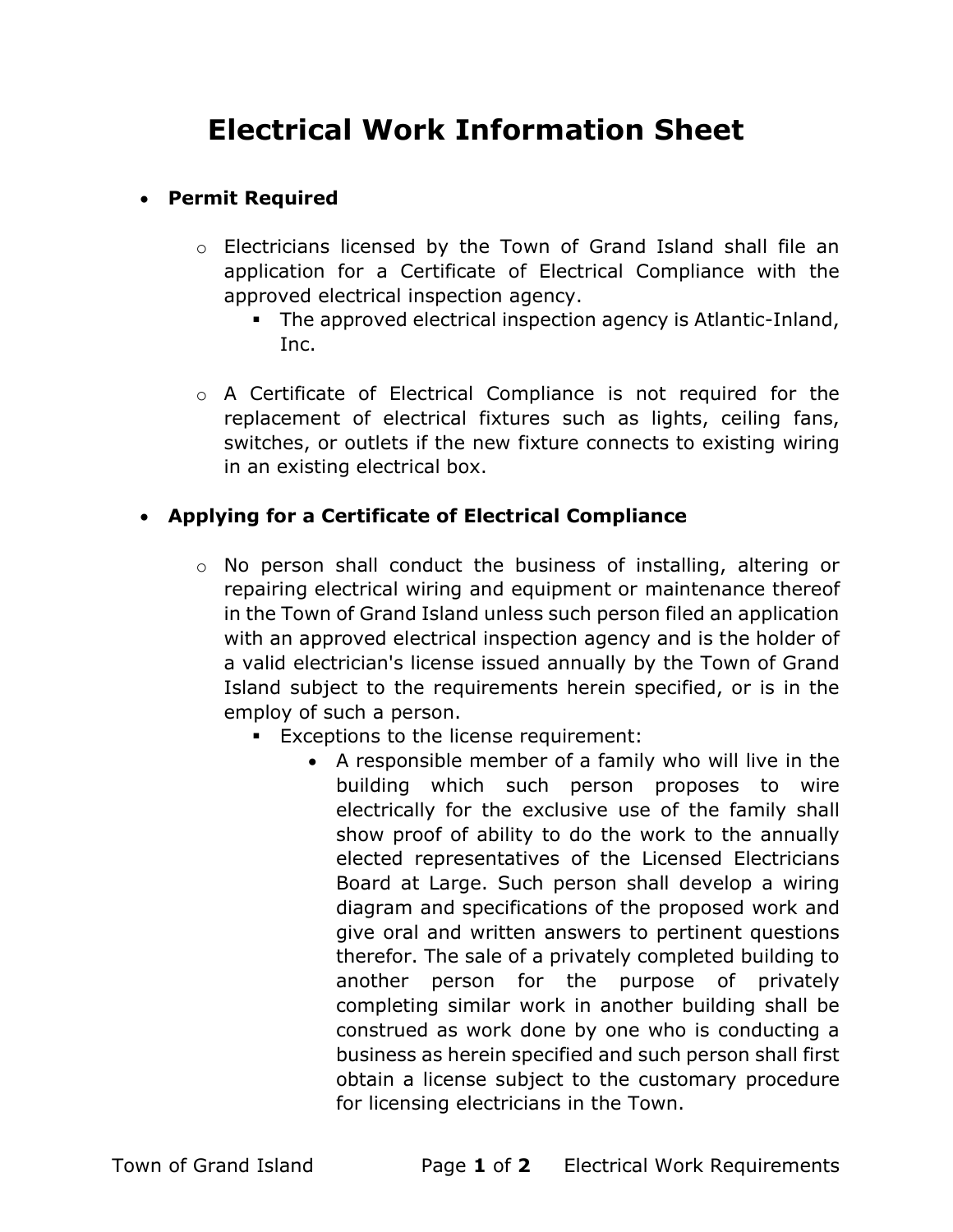# Electrical Work Information Sheet

- **Permit Required**

  - Electricians licensed by the Town of Grand Island shall file an application for a Certificate of Electrical Compliance with the approved electrical inspection agency.
    - The approved electrical inspection agency is Atlantic-Inland, Inc.

  - A Certificate of Electrical Compliance is not required for the replacement of electrical fixtures such as lights, ceiling fans, switches, or outlets if the new fixture connects to existing wiring in an existing electrical box.

- **Applying for a Certificate of Electrical Compliance**

  - No person shall conduct the business of installing, altering or repairing electrical wiring and equipment or maintenance thereof in the Town of Grand Island unless such person filed an application with an approved electrical inspection agency and is the holder of a valid electrician's license issued annually by the Town of Grand Island subject to the requirements herein specified, or is in the employ of such a person.
    - Exceptions to the license requirement:
      - A responsible member of a family who will live in the building which such person proposes to wire electrically for the exclusive use of the family shall show proof of ability to do the work to the annually elected representatives of the Licensed Electricians Board at Large. Such person shall develop a wiring diagram and specifications of the proposed work and give oral and written answers to pertinent questions therefor. The sale of a privately completed building to another person for the purpose of privately completing similar work in another building shall be construed as work done by one who is conducting a business as herein specified and such person shall first obtain a license subject to the customary procedure for licensing electricians in the Town.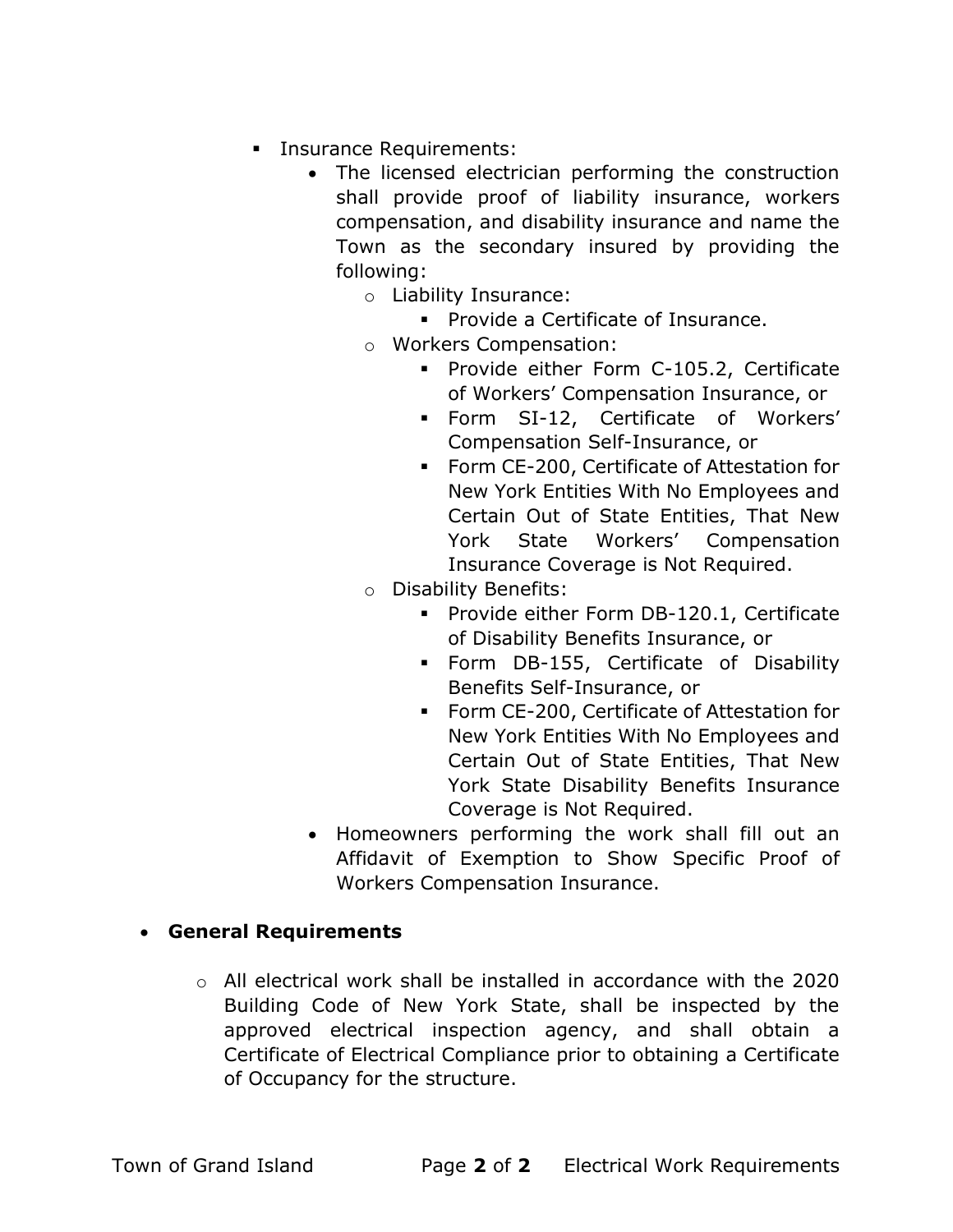- Insurance Requirements:
  - The licensed electrician performing the construction shall provide proof of liability insurance, workers compensation, and disability insurance and name the Town as the secondary insured by providing the following:
    - Liability Insurance:
      - Provide a Certificate of Insurance.
    - Workers Compensation:
      - Provide either Form C-105.2, Certificate of Workers' Compensation Insurance, or
      - Form SI-12, Certificate of Workers' Compensation Self-Insurance, or
      - Form CE-200, Certificate of Attestation for New York Entities With No Employees and Certain Out of State Entities, That New York State Workers' Compensation Insurance Coverage is Not Required.
    - Disability Benefits:
      - Provide either Form DB-120.1, Certificate of Disability Benefits Insurance, or
      - Form DB-155, Certificate of Disability Benefits Self-Insurance, or
      - Form CE-200, Certificate of Attestation for New York Entities With No Employees and Certain Out of State Entities, That New York State Disability Benefits Insurance Coverage is Not Required.
  - Homeowners performing the work shall fill out an Affidavit of Exemption to Show Specific Proof of Workers Compensation Insurance.

- **General Requirements**
  - All electrical work shall be installed in accordance with the 2020 Building Code of New York State, shall be inspected by the approved electrical inspection agency, and shall obtain a Certificate of Electrical Compliance prior to obtaining a Certificate of Occupancy for the structure.